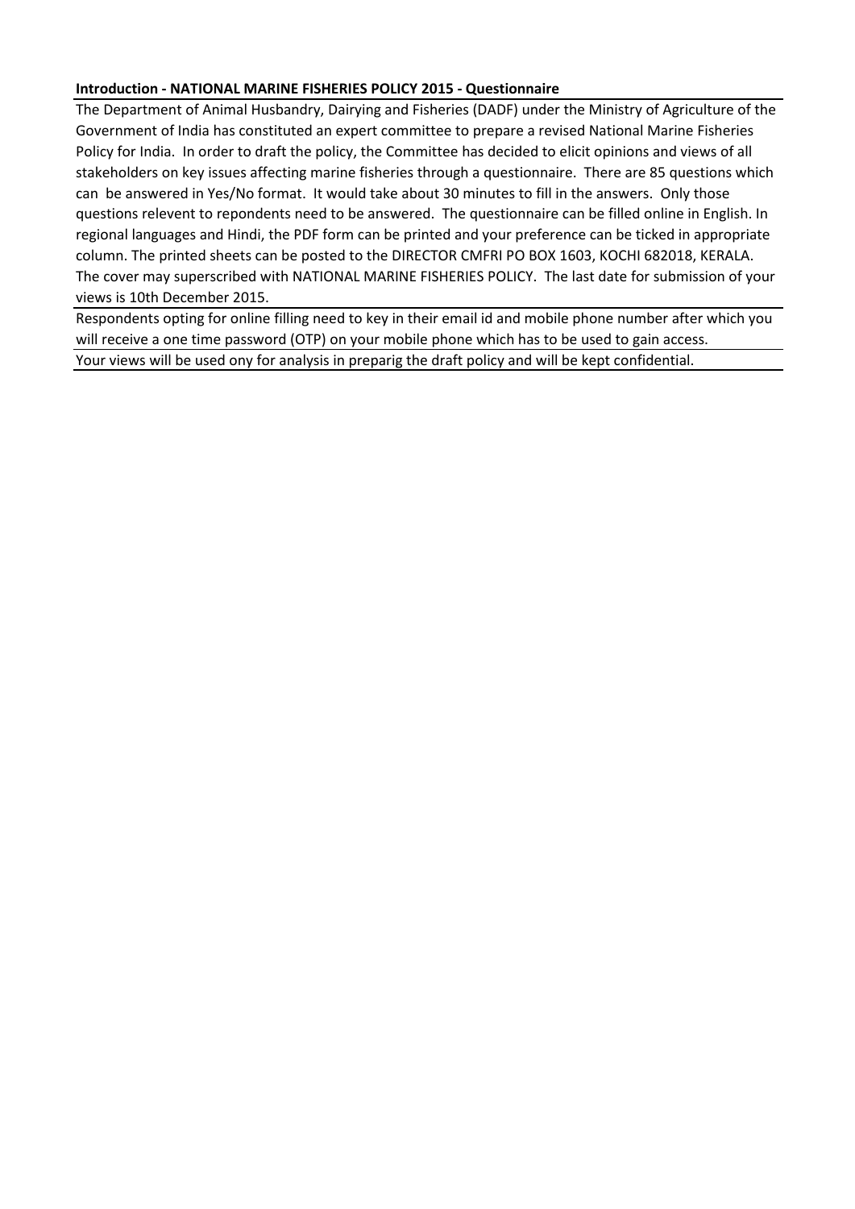**Introduction - NATIONAL MARINE FISHERIES POLICY 2015 - Questionnaire**

The Department of Animal Husbandry, Dairying and Fisheries (DADF) under the Ministry of Agriculture of the Government of India has constituted an expert committee to prepare a revised National Marine Fisheries Policy for India. In order to draft the policy, the Committee has decided to elicit opinions and views of all stakeholders on key issues affecting marine fisheries through a questionnaire. There are 85 questions which can be answered in Yes/No format. It would take about 30 minutes to fill in the answers. Only those questions relevent to repondents need to be answered. The questionnaire can be filled online in English. In regional languages and Hindi, the PDF form can be printed and your preference can be ticked in appropriate column. The printed sheets can be posted to the DIRECTOR CMFRI PO BOX 1603, KOCHI 682018, KERALA. The cover may superscribed with NATIONAL MARINE FISHERIES POLICY. The last date for submission of your views is 10th December 2015.

Respondents opting for online filling need to key in their email id and mobile phone number after which you will receive a one time password (OTP) on your mobile phone which has to be used to gain access.

Your views will be used ony for analysis in preparig the draft policy and will be kept confidential.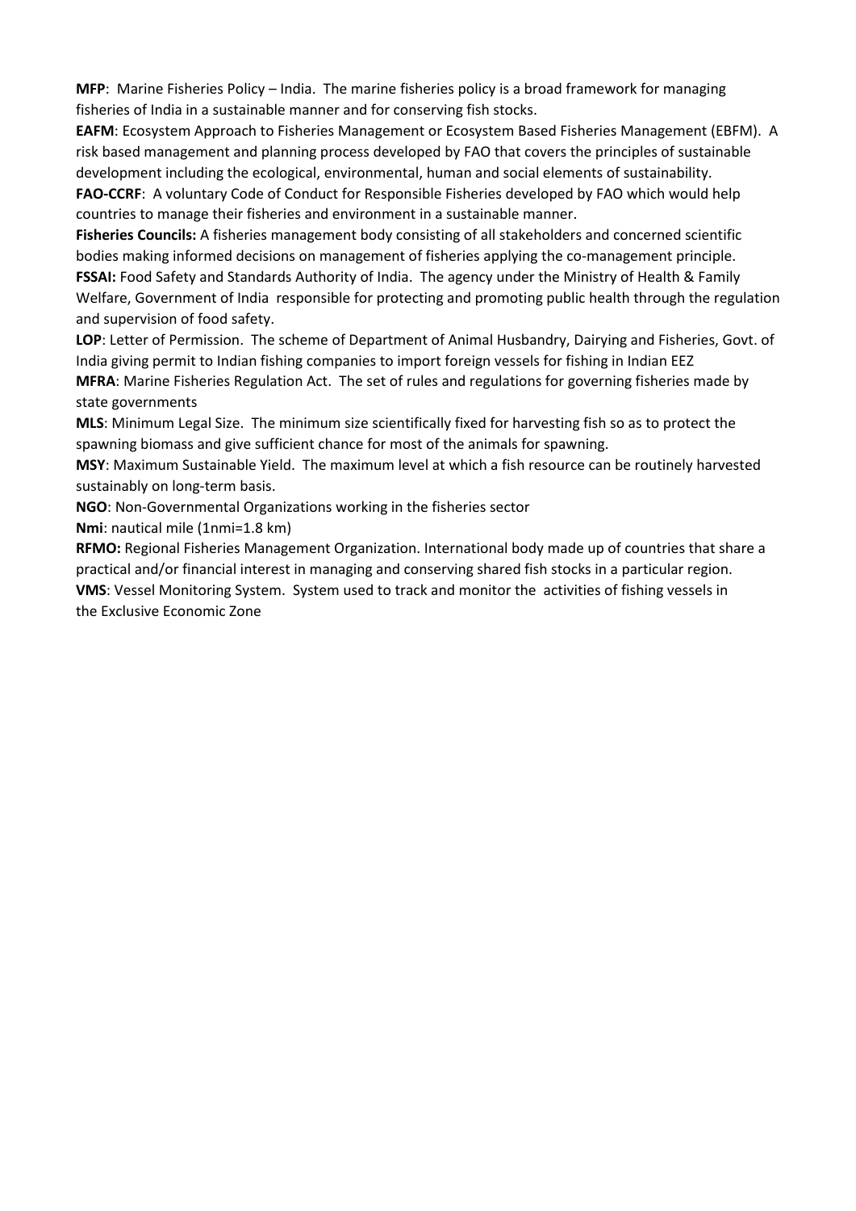**MFP**: Marine Fisheries Policy – India. The marine fisheries policy is a broad framework for managing fisheries of India in a sustainable manner and for conserving fish stocks.

**EAFM**: Ecosystem Approach to Fisheries Management or Ecosystem Based Fisheries Management (EBFM). A risk based management and planning process developed by FAO that covers the principles of sustainable development including the ecological, environmental, human and social elements of sustainability.

**FAO-CCRF**: A voluntary Code of Conduct for Responsible Fisheries developed by FAO which would help countries to manage their fisheries and environment in a sustainable manner.

**Fisheries Councils:** A fisheries management body consisting of all stakeholders and concerned scientific bodies making informed decisions on management of fisheries applying the co-management principle.

**FSSAI:** Food Safety and Standards Authority of India. The agency under the Ministry of Health & Family Welfare, Government of India responsible for protecting and promoting public health through the regulation and supervision of food safety.

**LOP**: Letter of Permission. The scheme of Department of Animal Husbandry, Dairying and Fisheries, Govt. of India giving permit to Indian fishing companies to import foreign vessels for fishing in Indian EEZ

**MFRA**: Marine Fisheries Regulation Act. The set of rules and regulations for governing fisheries made by state governments

**MLS**: Minimum Legal Size. The minimum size scientifically fixed for harvesting fish so as to protect the spawning biomass and give sufficient chance for most of the animals for spawning.

**MSY**: Maximum Sustainable Yield. The maximum level at which a fish resource can be routinely harvested sustainably on long-term basis.

**NGO**: Non-Governmental Organizations working in the fisheries sector

**Nmi**: nautical mile (1nmi=1.8 km)

**RFMO:** Regional Fisheries Management Organization. International body made up of countries that share a practical and/or financial interest in managing and conserving shared fish stocks in a particular region.

**VMS**: Vessel Monitoring System. System used to track and monitor the activities of fishing vessels in the Exclusive Economic Zone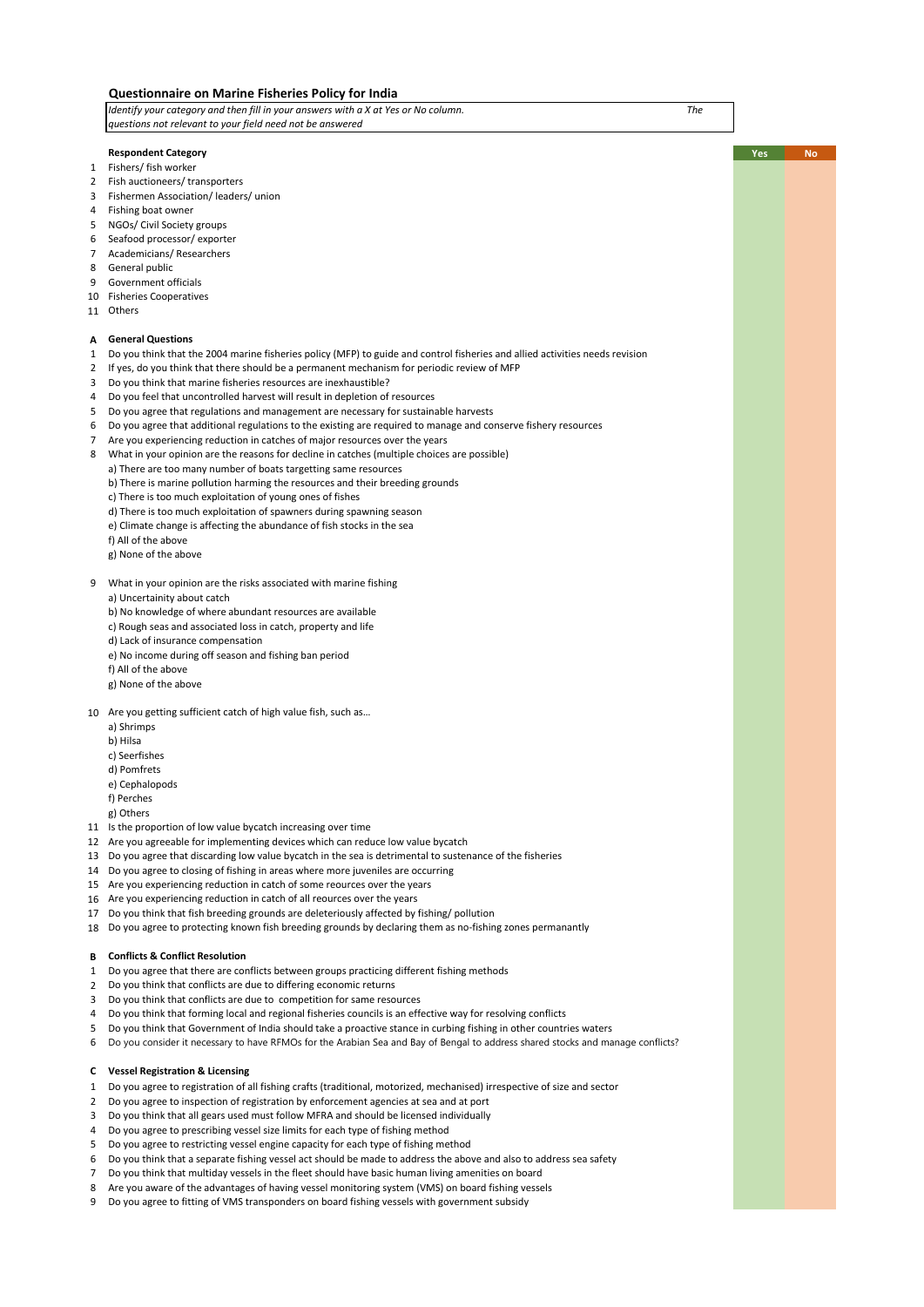## Questionnaire on Marine Fisheries Policy for India

*Identify your category and then fill in your answers with a X at Yes or No column. The questions not relevant to your field need not be answered*

| | | Yes | No |
|---|---|---|---|
| | **Respondent Category** | | |
| 1 | Fishers/ fish worker | | |
| 2 | Fish auctioneers/ transporters | | |
| 3 | Fishermen Association/ leaders/ union | | |
| 4 | Fishing boat owner | | |
| 5 | NGOs/ Civil Society groups | | |
| 6 | Seafood processor/ exporter | | |
| 7 | Academicians/ Researchers | | |
| 8 | General public | | |
| 9 | Government officials | | |
| 10 | Fisheries Cooperatives | | |
| 11 | Others | | |
| | | | |
| **A** | **General Questions** | | |
| 1 | Do you think that the 2004 marine fisheries policy (MFP) to guide and control fisheries and allied activities needs revision | | |
| 2 | If yes, do you think that there should be a permanent mechanism for periodic review of MFP | | |
| 3 | Do you think that marine fisheries resources are inexhaustible? | | |
| 4 | Do you feel that uncontrolled harvest will result in depletion of resources | | |
| 5 | Do you agree that regulations and management are necessary for sustainable harvests | | |
| 6 | Do you agree that additional regulations to the existing are required to manage and conserve fishery resources | | |
| 7 | Are you experiencing reduction in catches of major resources over the years | | |
| 8 | What in your opinion are the reasons for decline in catches (multiple choices are possible) | | |
| | a) There are too many number of boats targetting same resources | | |
| | b) There is marine pollution harming the resources and their breeding grounds | | |
| | c) There is too much exploitation of young ones of fishes | | |
| | d) There is too much exploitation of spawners during spawning season | | |
| | e) Climate change is affecting the abundance of fish stocks in the sea | | |
| | f) All of the above | | |
| | g) None of the above | | |
| | | | |
| 9 | What in your opinion are the risks associated with marine fishing | | |
| | a) Uncertainity about catch | | |
| | b) No knowledge of where abundant resources are available | | |
| | c) Rough seas and associated loss in catch, property and life | | |
| | d) Lack of insurance compensation | | |
| | e) No income during off season and fishing ban period | | |
| | f) All of the above | | |
| | g) None of the above | | |
| | | | |
| 10 | Are you getting sufficient catch of high value fish, such as... | | |
| | a) Shrimps | | |
| | b) Hilsa | | |
| | c) Seerfishes | | |
| | d) Pomfrets | | |
| | e) Cephalopods | | |
| | f) Perches | | |
| | g) Others | | |
| 11 | Is the proportion of low value bycatch increasing over time | | |
| 12 | Are you agreeable for implementing devices which can reduce low value bycatch | | |
| 13 | Do you agree that discarding low value bycatch in the sea is detrimental to sustenance of the fisheries | | |
| 14 | Do you agree to closing of fishing in areas where more juveniles are occurring | | |
| 15 | Are you experiencing reduction in catch of some reources over the years | | |
| 16 | Are you experiencing reduction in catch of all reources over the years | | |
| 17 | Do you think that fish breeding grounds are deleteriously affected by fishing/ pollution | | |
| 18 | Do you agree to protecting known fish breeding grounds by declaring them as no-fishing zones permanantly | | |
| | | | |
| **B** | **Conflicts & Conflict Resolution** | | |
| 1 | Do you agree that there are conflicts between groups practicing different fishing methods | | |
| 2 | Do you think that conflicts are due to differing economic returns | | |
| 3 | Do you think that conflicts are due to competition for same resources | | |
| 4 | Do you think that forming local and regional fisheries councils is an effective way for resolving conflicts | | |
| 5 | Do you think that Government of India should take a proactive stance in curbing fishing in other countries waters | | |
| 6 | Do you consider it necessary to have RFMOs for the Arabian Sea and Bay of Bengal to address shared stocks and manage conflicts? | | |
| | | | |
| **C** | **Vessel Registration & Licensing** | | |
| 1 | Do you agree to registration of all fishing crafts (traditional, motorized, mechanised) irrespective of size and sector | | |
| 2 | Do you agree to inspection of registration by enforcement agencies at sea and at port | | |
| 3 | Do you think that all gears used must follow MFRA and should be licensed individually | | |
| 4 | Do you agree to prescribing vessel size limits for each type of fishing method | | |
| 5 | Do you agree to restricting vessel engine capacity for each type of fishing method | | |
| 6 | Do you think that a separate fishing vessel act should be made to address the above and also to address sea safety | | |
| 7 | Do you think that multiday vessels in the fleet should have basic human living amenities on board | | |
| 8 | Are you aware of the advantages of having vessel monitoring system (VMS) on board fishing vessels | | |
| 9 | Do you agree to fitting of VMS transponders on board fishing vessels with government subsidy | | |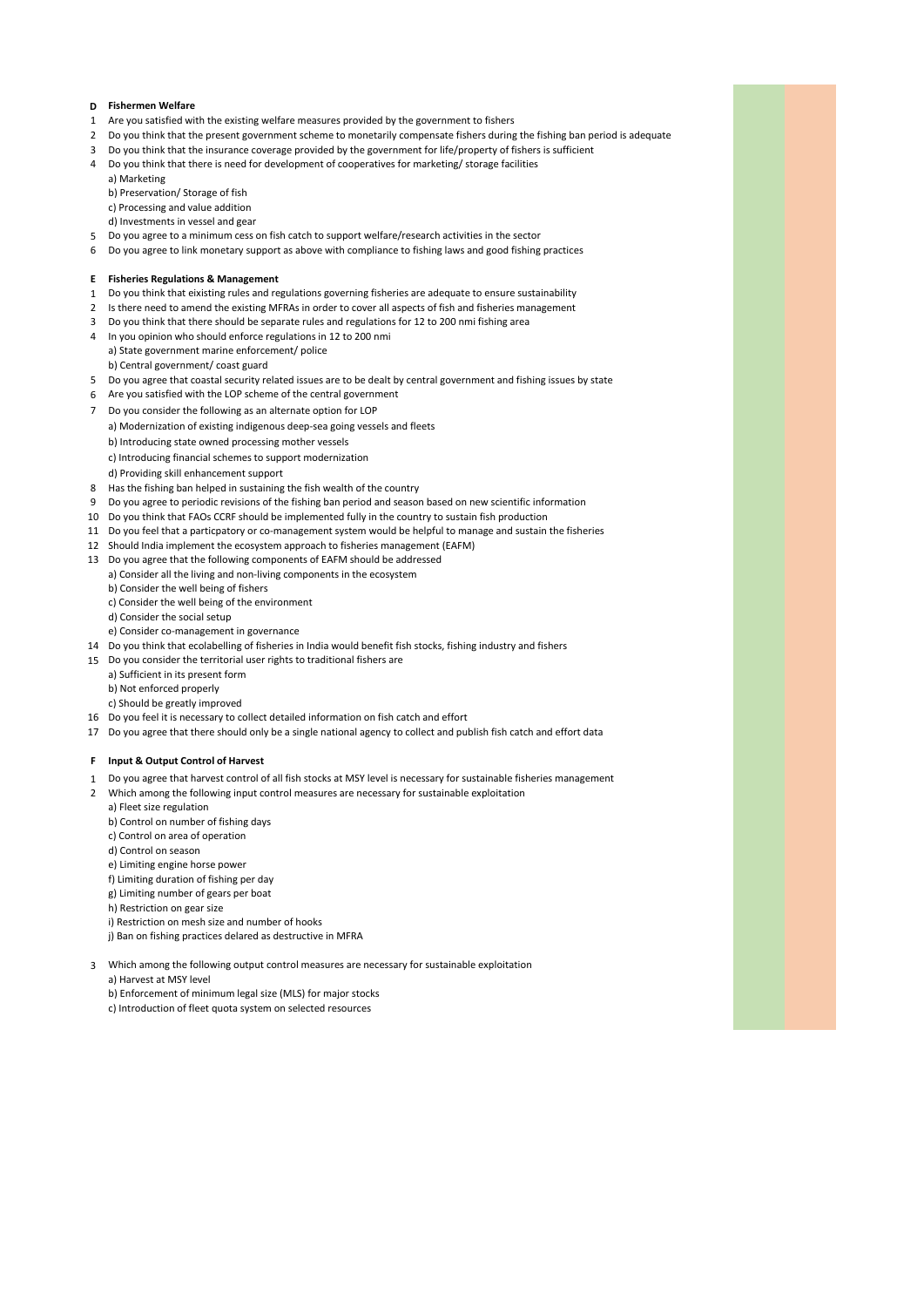**D Fishermen Welfare**

1 Are you satisfied with the existing welfare measures provided by the government to fishers
2 Do you think that the present government scheme to monetarily compensate fishers during the fishing ban period is adequate
3 Do you think that the insurance coverage provided by the government for life/property of fishers is sufficient
4 Do you think that there is need for development of cooperatives for marketing/ storage facilities
   a) Marketing
   b) Preservation/ Storage of fish
   c) Processing and value addition
   d) Investments in vessel and gear
5 Do you agree to a minimum cess on fish catch to support welfare/research activities in the sector
6 Do you agree to link monetary support as above with compliance to fishing laws and good fishing practices

**E Fisheries Regulations & Management**

1 Do you think that eixisting rules and regulations governing fisheries are adequate to ensure sustainability
2 Is there need to amend the existing MFRAs in order to cover all aspects of fish and fisheries management
3 Do you think that there should be separate rules and regulations for 12 to 200 nmi fishing area
4 In you opinion who should enforce regulations in 12 to 200 nmi
   a) State government marine enforcement/ police
   b) Central government/ coast guard
5 Do you agree that coastal security related issues are to be dealt by central government and fishing issues by state
6 Are you satisfied with the LOP scheme of the central government
7 Do you consider the following as an alternate option for LOP
   a) Modernization of existing indigenous deep-sea going vessels and fleets
   b) Introducing state owned processing mother vessels
   c) Introducing financial schemes to support modernization
   d) Providing skill enhancement support
8 Has the fishing ban helped in sustaining the fish wealth of the country
9 Do you agree to periodic revisions of the fishing ban period and season based on new scientific information
10 Do you think that FAOs CCRF should be implemented fully in the country to sustain fish production
11 Do you feel that a particpatory or co-management system would be helpful to manage and sustain the fisheries
12 Should India implement the ecosystem approach to fisheries management (EAFM)
13 Do you agree that the following components of EAFM should be addressed
   a) Consider all the living and non-living components in the ecosystem
   b) Consider the well being of fishers
   c) Consider the well being of the environment
   d) Consider the social setup
   e) Consider co-management in governance
14 Do you think that ecolabelling of fisheries in India would benefit fish stocks, fishing industry and fishers
15 Do you consider the territorial user rights to traditional fishers are
   a) Sufficient in its present form
   b) Not enforced properly
   c) Should be greatly improved
16 Do you feel it is necessary to collect detailed information on fish catch and effort
17 Do you agree that there should only be a single national agency to collect and publish fish catch and effort data

**F Input & Output Control of Harvest**

1 Do you agree that harvest control of all fish stocks at MSY level is necessary for sustainable fisheries management
2 Which among the following input control measures are necessary for sustainable exploitation
   a) Fleet size regulation
   b) Control on number of fishing days
   c) Control on area of operation
   d) Control on season
   e) Limiting engine horse power
   f) Limiting duration of fishing per day
   g) Limiting number of gears per boat
   h) Restriction on gear size
   i) Restriction on mesh size and number of hooks
   j) Ban on fishing practices delared as destructive in MFRA

3 Which among the following output control measures are necessary for sustainable exploitation
   a) Harvest at MSY level
   b) Enforcement of minimum legal size (MLS) for major stocks
   c) Introduction of fleet quota system on selected resources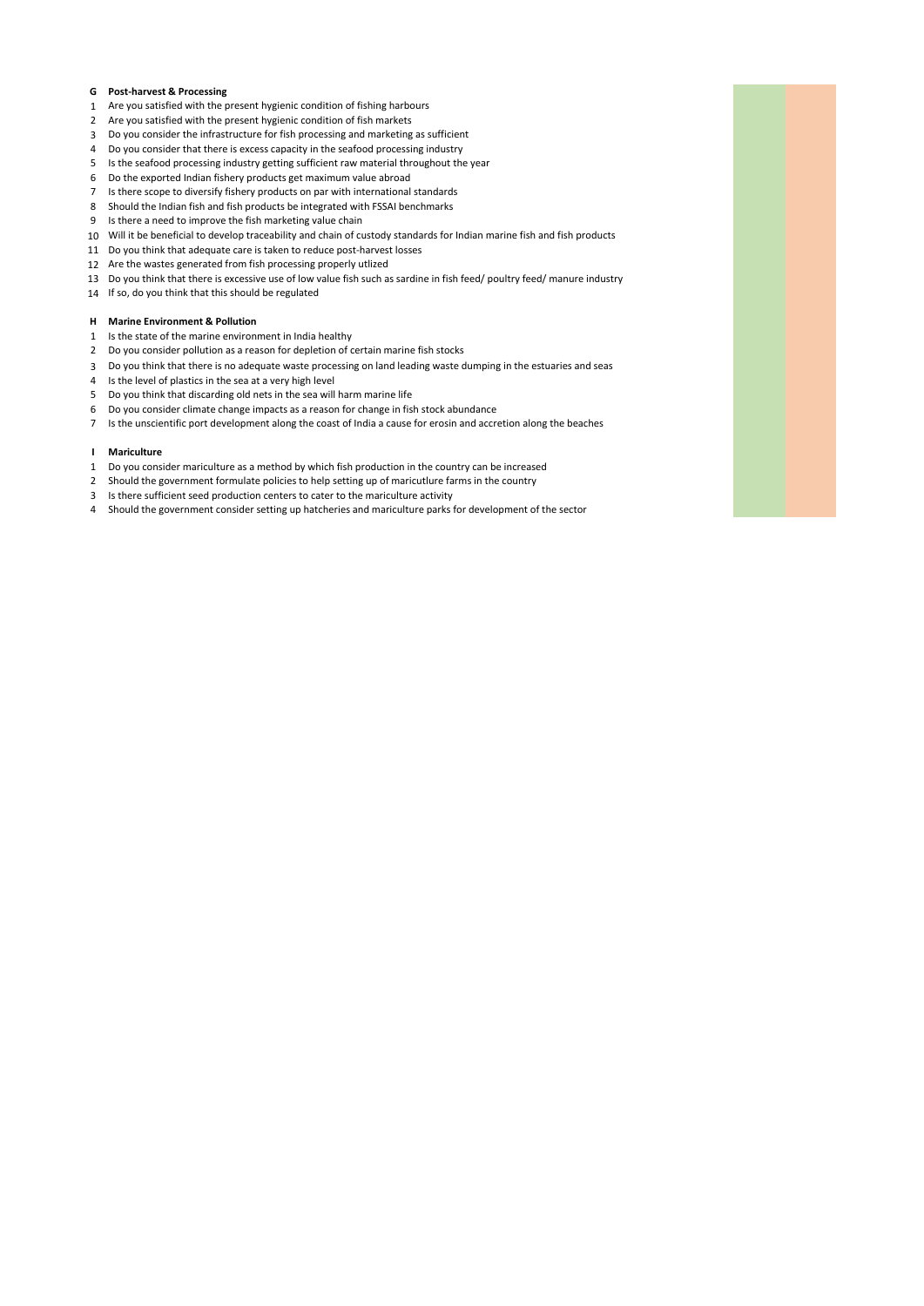**G Post-harvest & Processing**

1. Are you satisfied with the present hygienic condition of fishing harbours
2. Are you satisfied with the present hygienic condition of fish markets
3. Do you consider the infrastructure for fish processing and marketing as sufficient
4. Do you consider that there is excess capacity in the seafood processing industry
5. Is the seafood processing industry getting sufficient raw material throughout the year
6. Do the exported Indian fishery products get maximum value abroad
7. Is there scope to diversify fishery products on par with international standards
8. Should the Indian fish and fish products be integrated with FSSAI benchmarks
9. Is there a need to improve the fish marketing value chain
10. Will it be beneficial to develop traceability and chain of custody standards for Indian marine fish and fish products
11. Do you think that adequate care is taken to reduce post-harvest losses
12. Are the wastes generated from fish processing properly utlized
13. Do you think that there is excessive use of low value fish such as sardine in fish feed/ poultry feed/ manure industry
14. If so, do you think that this should be regulated

**H Marine Environment & Pollution**

1. Is the state of the marine environment in India healthy
2. Do you consider pollution as a reason for depletion of certain marine fish stocks
3. Do you think that there is no adequate waste processing on land leading waste dumping in the estuaries and seas
4. Is the level of plastics in the sea at a very high level
5. Do you think that discarding old nets in the sea will harm marine life
6. Do you consider climate change impacts as a reason for change in fish stock abundance
7. Is the unscientific port development along the coast of India a cause for erosin and accretion along the beaches

**I Mariculture**

1. Do you consider mariculture as a method by which fish production in the country can be increased
2. Should the government formulate policies to help setting up of maricutlure farms in the country
3. Is there sufficient seed production centers to cater to the mariculture activity
4. Should the government consider setting up hatcheries and mariculture parks for development of the sector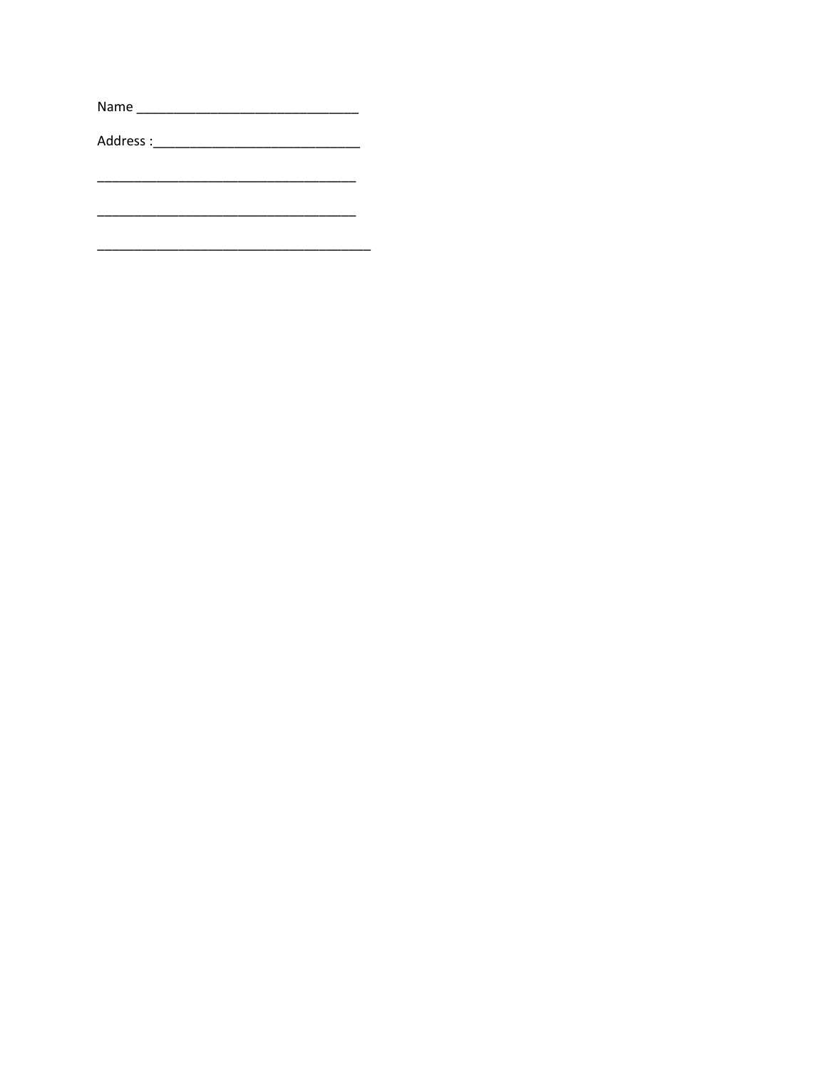Name _______________________________

Address :____________________________

____________________________________

____________________________________

______________________________________